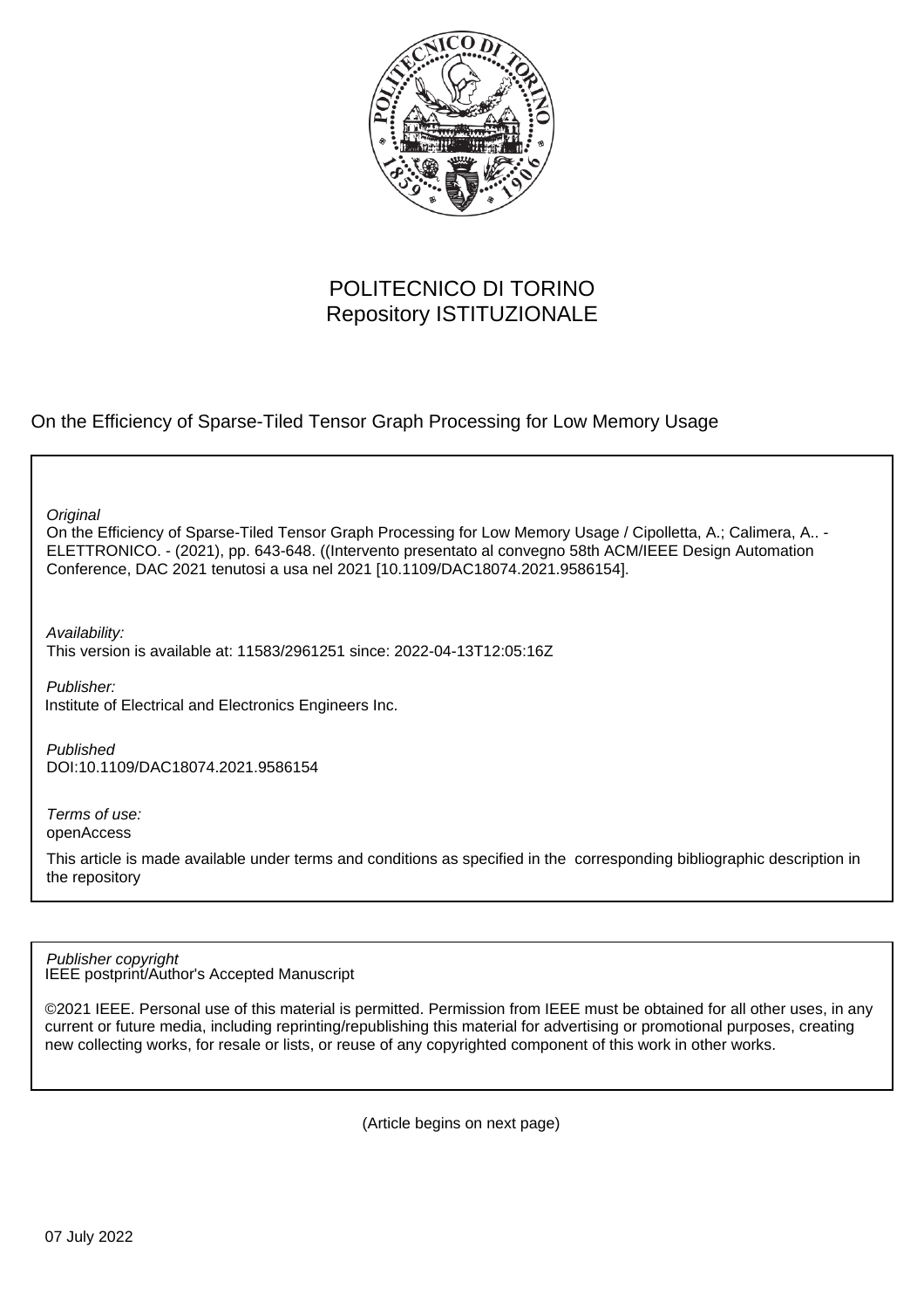POLITECNICO DI TORINO
Repository ISTITUZIONALE

On the Efficiency of Sparse-Tiled Tensor Graph Processing for Low Memory Usage

*Original*

On the Efficiency of Sparse-Tiled Tensor Graph Processing for Low Memory Usage / Cipolletta, A.; Calimera, A.. - ELETTRONICO. - (2021), pp. 643-648. ((Intervento presentato al convegno 58th ACM/IEEE Design Automation Conference, DAC 2021 tenutosi a usa nel 2021 [10.1109/DAC18074.2021.9586154].

*Availability:*

This version is available at: 11583/2961251 since: 2022-04-13T12:05:16Z

*Publisher:*

Institute of Electrical and Electronics Engineers Inc.

*Published*

DOI:10.1109/DAC18074.2021.9586154

*Terms of use:*

openAccess

This article is made available under terms and conditions as specified in the corresponding bibliographic description in the repository

*Publisher copyright*

IEEE postprint/Author's Accepted Manuscript

©2021 IEEE. Personal use of this material is permitted. Permission from IEEE must be obtained for all other uses, in any current or future media, including reprinting/republishing this material for advertising or promotional purposes, creating new collecting works, for resale or lists, or reuse of any copyrighted component of this work in other works.

(Article begins on next page)

07 July 2022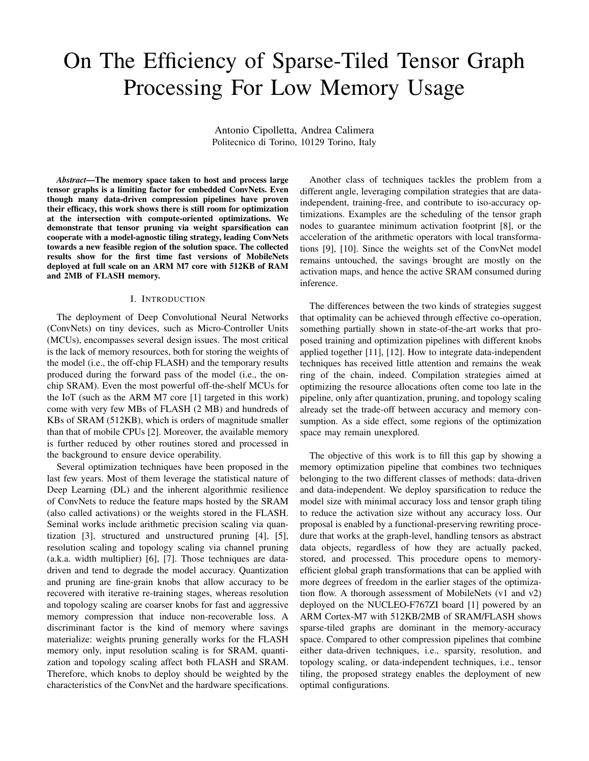# On The Efficiency of Sparse-Tiled Tensor Graph Processing For Low Memory Usage

Antonio Cipolletta, Andrea Calimera
Politecnico di Torino, 10129 Torino, Italy

***Abstract*—The memory space taken to host and process large tensor graphs is a limiting factor for embedded ConvNets. Even though many data-driven compression pipelines have proven their efficacy, this work shows there is still room for optimization at the intersection with compute-oriented optimizations. We demonstrate that tensor pruning via weight sparsification can cooperate with a model-agnostic tiling strategy, leading ConvNets towards a new feasible region of the solution space. The collected results show for the first time fast versions of MobileNets deployed at full scale on an ARM M7 core with 512KB of RAM and 2MB of FLASH memory.**

## I. Introduction

The deployment of Deep Convolutional Neural Networks (ConvNets) on tiny devices, such as Micro-Controller Units (MCUs), encompasses several design issues. The most critical is the lack of memory resources, both for storing the weights of the model (i.e., the off-chip FLASH) and the temporary results produced during the forward pass of the model (i.e., the on-chip SRAM). Even the most powerful off-the-shelf MCUs for the IoT (such as the ARM M7 core [1] targeted in this work) come with very few MBs of FLASH (2 MB) and hundreds of KBs of SRAM (512KB), which is orders of magnitude smaller than that of mobile CPUs [2]. Moreover, the available memory is further reduced by other routines stored and processed in the background to ensure device operability.

Several optimization techniques have been proposed in the last few years. Most of them leverage the statistical nature of Deep Learning (DL) and the inherent algorithmic resilience of ConvNets to reduce the feature maps hosted by the SRAM (also called activations) or the weights stored in the FLASH. Seminal works include arithmetic precision scaling via quantization [3], structured and unstructured pruning [4], [5], resolution scaling and topology scaling via channel pruning (a.k.a. width multiplier) [6], [7]. Those techniques are data-driven and tend to degrade the model accuracy. Quantization and pruning are fine-grain knobs that allow accuracy to be recovered with iterative re-training stages, whereas resolution and topology scaling are coarser knobs for fast and aggressive memory compression that induce non-recoverable loss. A discriminant factor is the kind of memory where savings materialize: weights pruning generally works for the FLASH memory only, input resolution scaling is for SRAM, quantization and topology scaling affect both FLASH and SRAM. Therefore, which knobs to deploy should be weighted by the characteristics of the ConvNet and the hardware specifications.

Another class of techniques tackles the problem from a different angle, leveraging compilation strategies that are data-independent, training-free, and contribute to iso-accuracy optimizations. Examples are the scheduling of the tensor graph nodes to guarantee minimum activation footprint [8], or the acceleration of the arithmetic operators with local transformations [9], [10]. Since the weights set of the ConvNet model remains untouched, the savings brought are mostly on the activation maps, and hence the active SRAM consumed during inference.

The differences between the two kinds of strategies suggest that optimality can be achieved through effective co-operation, something partially shown in state-of-the-art works that proposed training and optimization pipelines with different knobs applied together [11], [12]. How to integrate data-independent techniques has received little attention and remains the weak ring of the chain, indeed. Compilation strategies aimed at optimizing the resource allocations often come too late in the pipeline, only after quantization, pruning, and topology scaling already set the trade-off between accuracy and memory consumption. As a side effect, some regions of the optimization space may remain unexplored.

The objective of this work is to fill this gap by showing a memory optimization pipeline that combines two techniques belonging to the two different classes of methods: data-driven and data-independent. We deploy sparsification to reduce the model size with minimal accuracy loss and tensor graph tiling to reduce the activation size without any accuracy loss. Our proposal is enabled by a functional-preserving rewriting procedure that works at the graph-level, handling tensors as abstract data objects, regardless of how they are actually packed, stored, and processed. This procedure opens to memory-efficient global graph transformations that can be applied with more degrees of freedom in the earlier stages of the optimization flow. A thorough assessment of MobileNets (v1 and v2) deployed on the NUCLEO-F767ZI board [1] powered by an ARM Cortex-M7 with 512KB/2MB of SRAM/FLASH shows sparse-tiled graphs are dominant in the memory-accuracy space. Compared to other compression pipelines that combine either data-driven techniques, i.e., sparsity, resolution, and topology scaling, or data-independent techniques, i.e., tensor tiling, the proposed strategy enables the deployment of new optimal configurations.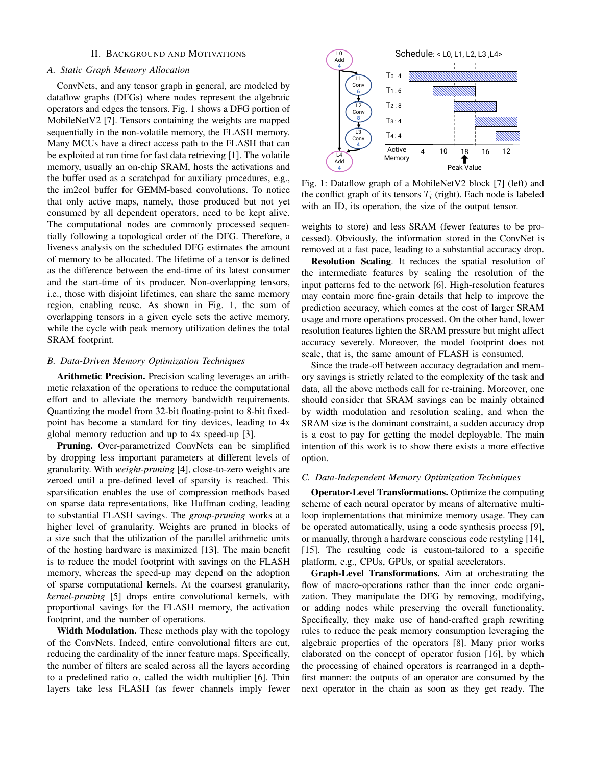## II. Background and Motivations

### A. Static Graph Memory Allocation

ConvNets, and any tensor graph in general, are modeled by dataflow graphs (DFGs) where nodes represent the algebraic operators and edges the tensors. Fig. 1 shows a DFG portion of MobileNetV2 [7]. Tensors containing the weights are mapped sequentially in the non-volatile memory, the FLASH memory. Many MCUs have a direct access path to the FLASH that can be exploited at run time for fast data retrieving [1]. The volatile memory, usually an on-chip SRAM, hosts the activations and the buffer used as a scratchpad for auxiliary procedures, e.g., the im2col buffer for GEMM-based convolutions. To notice that only active maps, namely, those produced but not yet consumed by all dependent operators, need to be kept alive. The computational nodes are commonly processed sequentially following a topological order of the DFG. Therefore, a liveness analysis on the scheduled DFG estimates the amount of memory to be allocated. The lifetime of a tensor is defined as the difference between the end-time of its latest consumer and the start-time of its producer. Non-overlapping tensors, i.e., those with disjoint lifetimes, can share the same memory region, enabling reuse. As shown in Fig. 1, the sum of overlapping tensors in a given cycle sets the active memory, while the cycle with peak memory utilization defines the total SRAM footprint.

### B. Data-Driven Memory Optimization Techniques

**Arithmetic Precision.** Precision scaling leverages an arithmetic relaxation of the operations to reduce the computational effort and to alleviate the memory bandwidth requirements. Quantizing the model from 32-bit floating-point to 8-bit fixed-point has become a standard for tiny devices, leading to 4x global memory reduction and up to 4x speed-up [3].

**Pruning.** Over-parametrized ConvNets can be simplified by dropping less important parameters at different levels of granularity. With *weight-pruning* [4], close-to-zero weights are zeroed until a pre-defined level of sparsity is reached. This sparsification enables the use of compression methods based on sparse data representations, like Huffman coding, leading to substantial FLASH savings. The *group-pruning* works at a higher level of granularity. Weights are pruned in blocks of a size such that the utilization of the parallel arithmetic units of the hosting hardware is maximized [13]. The main benefit is to reduce the model footprint with savings on the FLASH memory, whereas the speed-up may depend on the adoption of sparse computational kernels. At the coarsest granularity, *kernel-pruning* [5] drops entire convolutional kernels, with proportional savings for the FLASH memory, the activation footprint, and the number of operations.

**Width Modulation.** These methods play with the topology of the ConvNets. Indeed, entire convolutional filters are cut, reducing the cardinality of the inner feature maps. Specifically, the number of filters are scaled across all the layers according to a predefined ratio $\alpha$, called the width multiplier [6]. Thin layers take less FLASH (as fewer channels imply fewer weights to store) and less SRAM (fewer features to be processed). Obviously, the information stored in the ConvNet is removed at a fast pace, leading to a substantial accuracy drop.

**Resolution Scaling.** It reduces the spatial resolution of the intermediate features by scaling the resolution of the input patterns fed to the network [6]. High-resolution features may contain more fine-grain details that help to improve the prediction accuracy, which comes at the cost of larger SRAM usage and more operations processed. On the other hand, lower resolution features lighten the SRAM pressure but might affect accuracy severely. Moreover, the model footprint does not scale, that is, the same amount of FLASH is consumed.

Since the trade-off between accuracy degradation and memory savings is strictly related to the complexity of the task and data, all the above methods call for re-training. Moreover, one should consider that SRAM savings can be mainly obtained by width modulation and resolution scaling, and when the SRAM size is the dominant constraint, a sudden accuracy drop is a cost to pay for getting the model deployable. The main intention of this work is to show there exists a more effective option.

Fig. 1: Dataflow graph of a MobileNetV2 block [7] (left) and the conflict graph of its tensors $T_i$ (right). Each node is labeled with an ID, its operation, the size of the output tensor.

### C. Data-Independent Memory Optimization Techniques

**Operator-Level Transformations.** Optimize the computing scheme of each neural operator by means of alternative multi-loop implementations that minimize memory usage. They can be operated automatically, using a code synthesis process [9], or manually, through a hardware conscious code restyling [14], [15]. The resulting code is custom-tailored to a specific platform, e.g., CPUs, GPUs, or spatial accelerators.

**Graph-Level Transformations.** Aim at orchestrating the flow of macro-operations rather than the inner code organization. They manipulate the DFG by removing, modifying, or adding nodes while preserving the overall functionality. Specifically, they make use of hand-crafted graph rewriting rules to reduce the peak memory consumption leveraging the algebraic properties of the operators [8]. Many prior works elaborated on the concept of operator fusion [16], by which the processing of chained operators is rearranged in a depth-first manner: the outputs of an operator are consumed by the next operator in the chain as soon as they get ready. The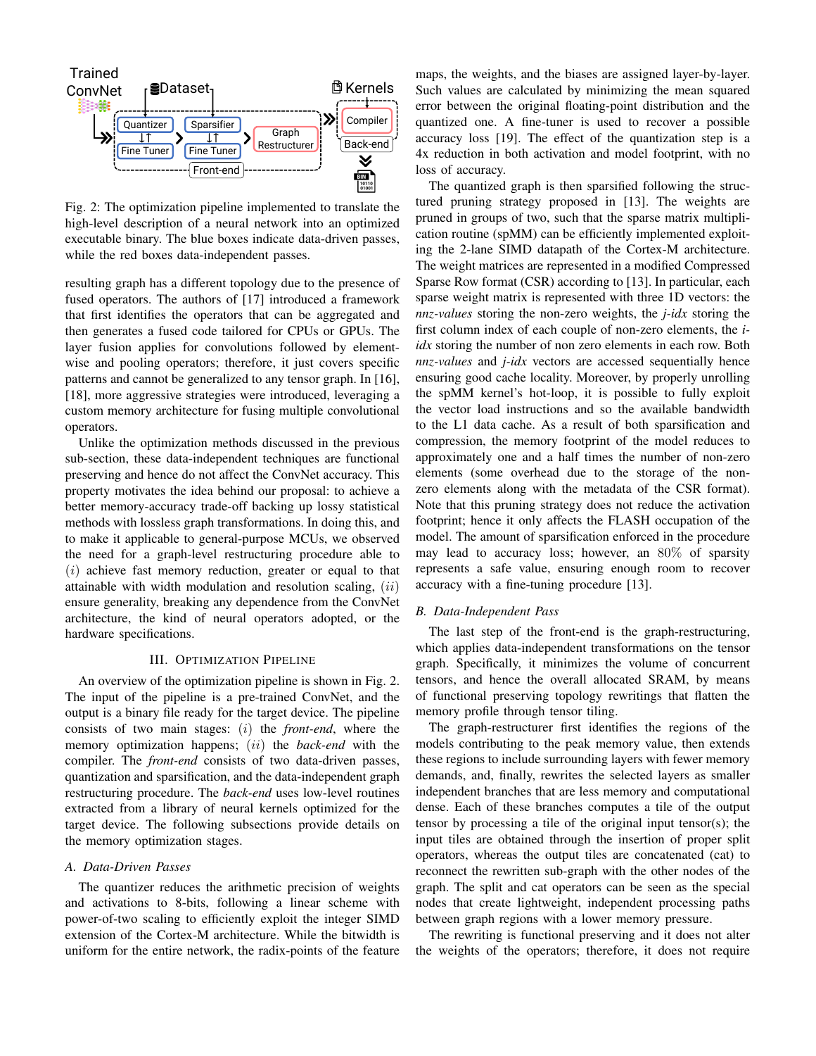Fig. 2: The optimization pipeline implemented to translate the high-level description of a neural network into an optimized executable binary. The blue boxes indicate data-driven passes, while the red boxes data-independent passes.

resulting graph has a different topology due to the presence of fused operators. The authors of [17] introduced a framework that first identifies the operators that can be aggregated and then generates a fused code tailored for CPUs or GPUs. The layer fusion applies for convolutions followed by element-wise and pooling operators; therefore, it just covers specific patterns and cannot be generalized to any tensor graph. In [16], [18], more aggressive strategies were introduced, leveraging a custom memory architecture for fusing multiple convolutional operators.

Unlike the optimization methods discussed in the previous sub-section, these data-independent techniques are functional preserving and hence do not affect the ConvNet accuracy. This property motivates the idea behind our proposal: to achieve a better memory-accuracy trade-off backing up lossy statistical methods with lossless graph transformations. In doing this, and to make it applicable to general-purpose MCUs, we observed the need for a graph-level restructuring procedure able to $(i)$ achieve fast memory reduction, greater or equal to that attainable with width modulation and resolution scaling, $(ii)$ ensure generality, breaking any dependence from the ConvNet architecture, the kind of neural operators adopted, or the hardware specifications.

## III. Optimization Pipeline

An overview of the optimization pipeline is shown in Fig. 2. The input of the pipeline is a pre-trained ConvNet, and the output is a binary file ready for the target device. The pipeline consists of two main stages: $(i)$ the *front-end*, where the memory optimization happens; $(ii)$ the *back-end* with the compiler. The *front-end* consists of two data-driven passes, quantization and sparsification, and the data-independent graph restructuring procedure. The *back-end* uses low-level routines extracted from a library of neural kernels optimized for the target device. The following subsections provide details on the memory optimization stages.

### A. Data-Driven Passes

The quantizer reduces the arithmetic precision of weights and activations to 8-bits, following a linear scheme with power-of-two scaling to efficiently exploit the integer SIMD extension of the Cortex-M architecture. While the bitwidth is uniform for the entire network, the radix-points of the feature maps, the weights, and the biases are assigned layer-by-layer. Such values are calculated by minimizing the mean squared error between the original floating-point distribution and the quantized one. A fine-tuner is used to recover a possible accuracy loss [19]. The effect of the quantization step is a 4x reduction in both activation and model footprint, with no loss of accuracy.

The quantized graph is then sparsified following the structured pruning strategy proposed in [13]. The weights are pruned in groups of two, such that the sparse matrix multiplication routine (spMM) can be efficiently implemented exploiting the 2-lane SIMD datapath of the Cortex-M architecture. The weight matrices are represented in a modified Compressed Sparse Row format (CSR) according to [13]. In particular, each sparse weight matrix is represented with three 1D vectors: the *nnz-values* storing the non-zero weights, the *j-idx* storing the first column index of each couple of non-zero elements, the *i-idx* storing the number of non zero elements in each row. Both *nnz-values* and *j-idx* vectors are accessed sequentially hence ensuring good cache locality. Moreover, by properly unrolling the spMM kernel's hot-loop, it is possible to fully exploit the vector load instructions and so the available bandwidth to the L1 data cache. As a result of both sparsification and compression, the memory footprint of the model reduces to approximately one and a half times the number of non-zero elements (some overhead due to the storage of the non-zero elements along with the metadata of the CSR format). Note that this pruning strategy does not reduce the activation footprint; hence it only affects the FLASH occupation of the model. The amount of sparsification enforced in the procedure may lead to accuracy loss; however, an $80\%$ of sparsity represents a safe value, ensuring enough room to recover accuracy with a fine-tuning procedure [13].

### B. Data-Independent Pass

The last step of the front-end is the graph-restructuring, which applies data-independent transformations on the tensor graph. Specifically, it minimizes the volume of concurrent tensors, and hence the overall allocated SRAM, by means of functional preserving topology rewritings that flatten the memory profile through tensor tiling.

The graph-restructurer first identifies the regions of the models contributing to the peak memory value, then extends these regions to include surrounding layers with fewer memory demands, and, finally, rewrites the selected layers as smaller independent branches that are less memory and computational dense. Each of these branches computes a tile of the output tensor by processing a tile of the original input tensor(s); the input tiles are obtained through the insertion of proper split operators, whereas the output tiles are concatenated (cat) to reconnect the rewritten sub-graph with the other nodes of the graph. The split and cat operators can be seen as the special nodes that create lightweight, independent processing paths between graph regions with a lower memory pressure.

The rewriting is functional preserving and it does not alter the weights of the operators; therefore, it does not require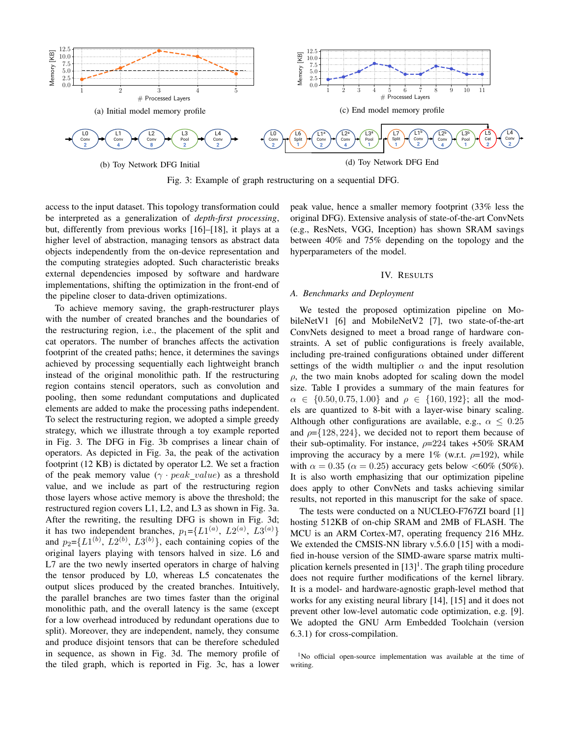(a) Initial model memory profile

(b) Toy Network DFG Initial

(c) End model memory profile

(d) Toy Network DFG End

Fig. 3: Example of graph restructuring on a sequential DFG.

access to the input dataset. This topology transformation could be interpreted as a generalization of *depth-first processing*, but, differently from previous works [16]–[18], it plays at a higher level of abstraction, managing tensors as abstract data objects independently from the on-device representation and the computing strategies adopted. Such characteristic breaks external dependencies imposed by software and hardware implementations, shifting the optimization in the front-end of the pipeline closer to data-driven optimizations.

To achieve memory saving, the graph-restructurer plays with the number of created branches and the boundaries of the restructuring region, i.e., the placement of the split and cat operators. The number of branches affects the activation footprint of the created paths; hence, it determines the savings achieved by processing sequentially each lightweight branch instead of the original monolithic path. If the restructuring region contains stencil operators, such as convolution and pooling, then some redundant computations and duplicated elements are added to make the processing paths independent. To select the restructuring region, we adopted a simple greedy strategy, which we illustrate through a toy example reported in Fig. 3. The DFG in Fig. 3b comprises a linear chain of operators. As depicted in Fig. 3a, the peak of the activation footprint (12 KB) is dictated by operator L2. We set a fraction of the peak memory value ($\gamma \cdot peak\_value$) as a threshold value, and we include as part of the restructuring region those layers whose active memory is above the threshold; the restructured region covers L1, L2, and L3 as shown in Fig. 3a. After the rewriting, the resulting DFG is shown in Fig. 3d; it has two independent branches, $p_1$={$L1^{(a)}$, $L2^{(a)}$, $L3^{(a)}$} and $p_2$={$L1^{(b)}$, $L2^{(b)}$, $L3^{(b)}$}, each containing copies of the original layers playing with tensors halved in size. L6 and L7 are the two newly inserted operators in charge of halving the tensor produced by L0, whereas L5 concatenates the output slices produced by the created branches. Intuitively, the parallel branches are two times faster than the original monolithic path, and the overall latency is the same (except for a low overhead introduced by redundant operations due to split). Moreover, they are independent, namely, they consume and produce disjoint tensors that can be therefore scheduled in sequence, as shown in Fig. 3d. The memory profile of the tiled graph, which is reported in Fig. 3c, has a lower peak value, hence a smaller memory footprint (33% less the original DFG). Extensive analysis of state-of-the-art ConvNets (e.g., ResNets, VGG, Inception) has shown SRAM savings between 40% and 75% depending on the topology and the hyperparameters of the model.

## IV. Results

### A. Benchmarks and Deployment

We tested the proposed optimization pipeline on MobileNetV1 [6] and MobileNetV2 [7], two state-of-the-art ConvNets designed to meet a broad range of hardware constraints. A set of public configurations is freely available, including pre-trained configurations obtained under different settings of the width multiplier $\alpha$ and the input resolution $\rho$, the two main knobs adopted for scaling down the model size. Table I provides a summary of the main features for $\alpha \in \{0.50, 0.75, 1.00\}$ and $\rho \in \{160, 192\}$; all the models are quantized to 8-bit with a layer-wise binary scaling. Although other configurations are available, e.g., $\alpha \leq 0.25$ and $\rho$={128, 224}, we decided not to report them because of their sub-optimality. For instance, $\rho$=224 takes +50% SRAM improving the accuracy by a mere 1% (w.r.t. $\rho$=192), while with $\alpha = 0.35$ ($\alpha = 0.25$) accuracy gets below <60% (50%). It is also worth emphasizing that our optimization pipeline does apply to other ConvNets and tasks achieving similar results, not reported in this manuscript for the sake of space.

The tests were conducted on a NUCLEO-F767ZI board [1] hosting 512KB of on-chip SRAM and 2MB of FLASH. The MCU is an ARM Cortex-M7, operating frequency 216 MHz. We extended the CMSIS-NN library v.5.6.0 [15] with a modified in-house version of the SIMD-aware sparse matrix multiplication kernels presented in [13][1]. The graph tiling procedure does not require further modifications of the kernel library. It is a model- and hardware-agnostic graph-level method that works for any existing neural library [14], [15] and it does not prevent other low-level automatic code optimization, e.g. [9]. We adopted the GNU Arm Embedded Toolchain (version 6.3.1) for cross-compilation.

[1]No official open-source implementation was available at the time of writing.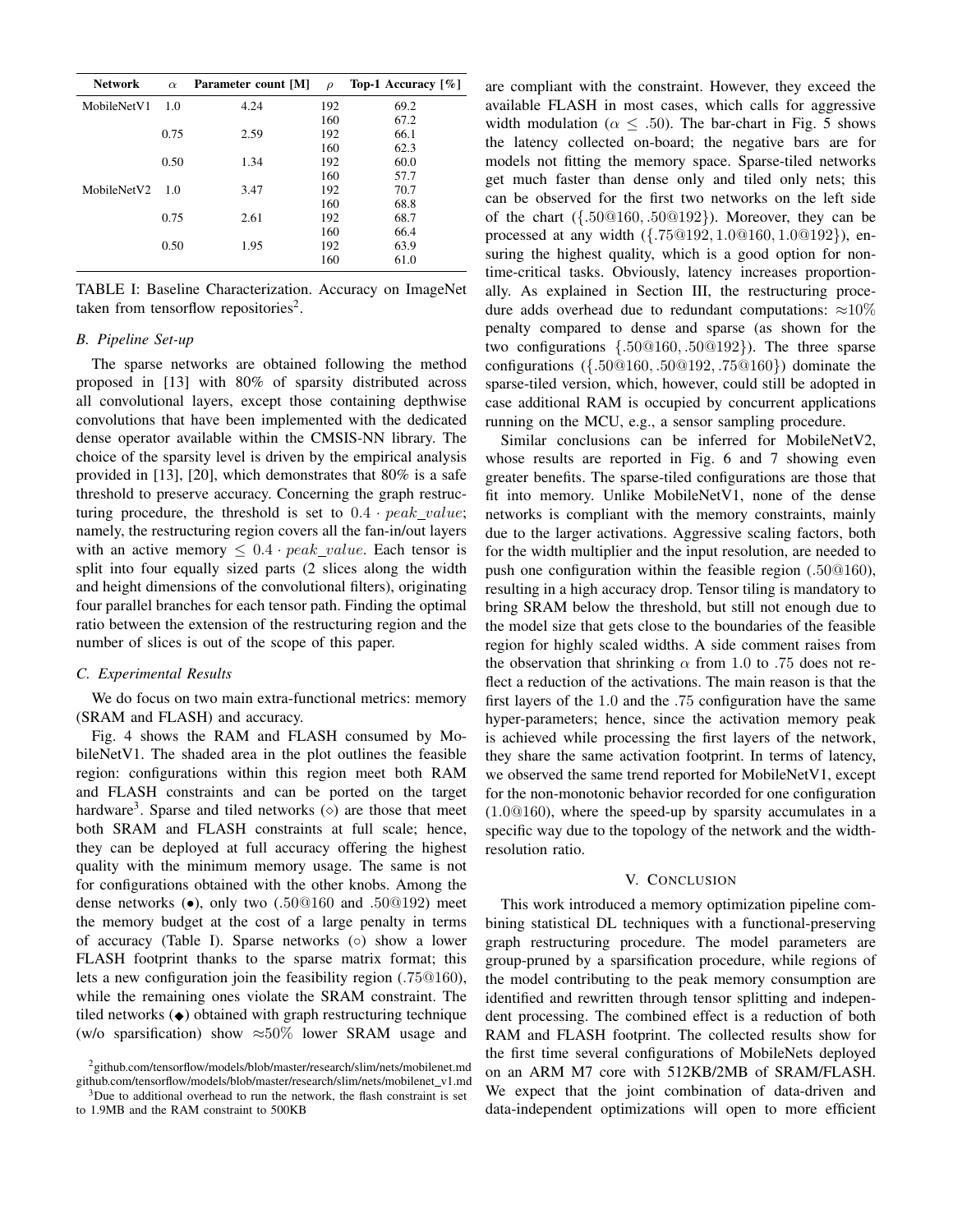| Network | $\alpha$ | Parameter count [M] | $\rho$ | Top-1 Accuracy [%] |
|---|---|---|---|---|
| MobileNetV1 | 1.0 | 4.24 | 192 | 69.2 |
| | | | 160 | 67.2 |
| | 0.75 | 2.59 | 192 | 66.1 |
| | | | 160 | 62.3 |
| | 0.50 | 1.34 | 192 | 60.0 |
| | | | 160 | 57.7 |
| MobileNetV2 | 1.0 | 3.47 | 192 | 70.7 |
| | | | 160 | 68.8 |
| | 0.75 | 2.61 | 192 | 68.7 |
| | | | 160 | 66.4 |
| | 0.50 | 1.95 | 192 | 63.9 |
| | | | 160 | 61.0 |

TABLE I: Baseline Characterization. Accuracy on ImageNet taken from tensorflow repositories[2].

### B. Pipeline Set-up

The sparse networks are obtained following the method proposed in [13] with 80% of sparsity distributed across all convolutional layers, except those containing depthwise convolutions that have been implemented with the dedicated dense operator available within the CMSIS-NN library. The choice of the sparsity level is driven by the empirical analysis provided in [13], [20], which demonstrates that 80% is a safe threshold to preserve accuracy. Concerning the graph restructuring procedure, the threshold is set to $0.4 \cdot peak\_value$; namely, the restructuring region covers all the fan-in/out layers with an active memory $\leq 0.4 \cdot peak\_value$. Each tensor is split into four equally sized parts (2 slices along the width and height dimensions of the convolutional filters), originating four parallel branches for each tensor path. Finding the optimal ratio between the extension of the restructuring region and the number of slices is out of the scope of this paper.

### C. Experimental Results

We do focus on two main extra-functional metrics: memory (SRAM and FLASH) and accuracy.

Fig. 4 shows the RAM and FLASH consumed by MobileNetV1. The shaded area in the plot outlines the feasible region: configurations within this region meet both RAM and FLASH constraints and can be ported on the target hardware[3]. Sparse and tiled networks ($\diamond$) are those that meet both SRAM and FLASH constraints at full scale; hence, they can be deployed at full accuracy offering the highest quality with the minimum memory usage. The same is not for configurations obtained with the other knobs. Among the dense networks ($\bullet$), only two ($.50@160$ and $.50@192$) meet the memory budget at the cost of a large penalty in terms of accuracy (Table I). Sparse networks ($\circ$) show a lower FLASH footprint thanks to the sparse matrix format; this lets a new configuration join the feasibility region ($.75@160$), while the remaining ones violate the SRAM constraint. The tiled networks ($\blacklozenge$) obtained with graph restructuring technique (w/o sparsification) show $\approx 50\%$ lower SRAM usage and are compliant with the constraint. However, they exceed the available FLASH in most cases, which calls for aggressive width modulation ($\alpha \leq .50$). The bar-chart in Fig. 5 shows the latency collected on-board; the negative bars are for models not fitting the memory space. Sparse-tiled networks get much faster than dense only and tiled only nets; this can be observed for the first two networks on the left side of the chart ($\{.50@160, .50@192\}$). Moreover, they can be processed at any width ($\{.75@192, 1.0@160, 1.0@192\}$), ensuring the highest quality, which is a good option for non-time-critical tasks. Obviously, latency increases proportionally. As explained in Section III, the restructuring procedure adds overhead due to redundant computations: $\approx 10\%$ penalty compared to dense and sparse (as shown for the two configurations $\{.50@160, .50@192\}$). The three sparse configurations ($\{.50@160, .50@192, .75@160\}$) dominate the sparse-tiled version, which, however, could still be adopted in case additional RAM is occupied by concurrent applications running on the MCU, e.g., a sensor sampling procedure.

Similar conclusions can be inferred for MobileNetV2, whose results are reported in Fig. 6 and 7 showing even greater benefits. The sparse-tiled configurations are those that fit into memory. Unlike MobileNetV1, none of the dense networks is compliant with the memory constraints, mainly due to the larger activations. Aggressive scaling factors, both for the width multiplier and the input resolution, are needed to push one configuration within the feasible region ($.50@160$), resulting in a high accuracy drop. Tensor tiling is mandatory to bring SRAM below the threshold, but still not enough due to the model size that gets close to the boundaries of the feasible region for highly scaled widths. A side comment raises from the observation that shrinking $\alpha$ from $1.0$ to $.75$ does not reflect a reduction of the activations. The main reason is that the first layers of the $1.0$ and the $.75$ configuration have the same hyper-parameters; hence, since the activation memory peak is achieved while processing the first layers of the network, they share the same activation footprint. In terms of latency, we observed the same trend reported for MobileNetV1, except for the non-monotonic behavior recorded for one configuration ($1.0@160$), where the speed-up by sparsity accumulates in a specific way due to the topology of the network and the width-resolution ratio.

## V. Conclusion

This work introduced a memory optimization pipeline combining statistical DL techniques with a functional-preserving graph restructuring procedure. The model parameters are group-pruned by a sparsification procedure, while regions of the model contributing to the peak memory consumption are identified and rewritten through tensor splitting and independent processing. The combined effect is a reduction of both RAM and FLASH footprint. The collected results show for the first time several configurations of MobileNets deployed on an ARM M7 core with 512KB/2MB of SRAM/FLASH. We expect that the joint combination of data-driven and data-independent optimizations will open to more efficient

[2] github.com/tensorflow/models/blob/master/research/slim/nets/mobilenet.md github.com/tensorflow/models/blob/master/research/slim/nets/mobilenet_v1.md

[3] Due to additional overhead to run the network, the flash constraint is set to 1.9MB and the RAM constraint to 500KB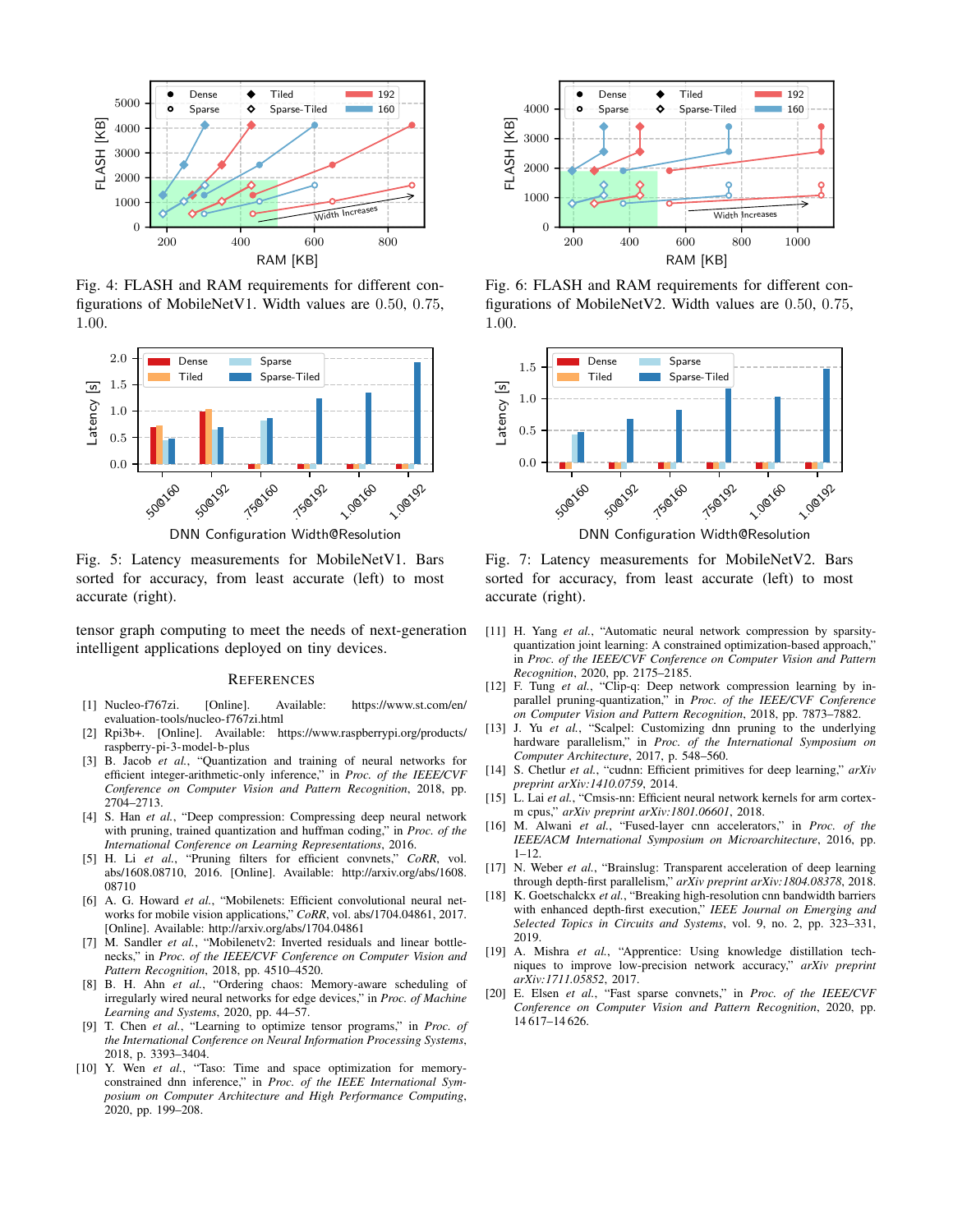Dense
Sparse
Tiled
Sparse-Tiled
192
160

FLASH [KB]

5000
4000
3000
2000
1000
0

200 400 600 800

RAM [KB]

Width Increases

Fig. 4: FLASH and RAM requirements for different configurations of MobileNetV1. Width values are 0.50, 0.75, 1.00.

Dense
Sparse
Tiled
Sparse-Tiled
192
160

FLASH [KB]

4000
3000
2000
1000
0

200 400 600 800 1000

RAM [KB]

Width Increases

Fig. 6: FLASH and RAM requirements for different configurations of MobileNetV2. Width values are 0.50, 0.75, 1.00.

Dense
Tiled
Sparse
Sparse-Tiled

Latency [s]

2.0
1.5
1.0
0.5
0.0

.50@160 .50@192 .75@160 .75@192 1.00@160 1.0@192

DNN Configuration Width@Resolution

Fig. 5: Latency measurements for MobileNetV1. Bars sorted for accuracy, from least accurate (left) to most accurate (right).

Dense
Tiled
Sparse
Sparse-Tiled

Latency [s]

1.5
1.0
0.5
0.0

.50@160 .50@192 .75@160 .75@192 1.0@160 1.0@192

DNN Configuration Width@Resolution

Fig. 7: Latency measurements for MobileNetV2. Bars sorted for accuracy, from least accurate (left) to most accurate (right).

tensor graph computing to meet the needs of next-generation intelligent applications deployed on tiny devices.

## References

[1] Nucleo-f767zi. [Online]. Available: https://www.st.com/en/evaluation-tools/nucleo-f767zi.html

[2] Rpi3b+. [Online]. Available: https://www.raspberrypi.org/products/raspberry-pi-3-model-b-plus

[3] B. Jacob *et al.*, "Quantization and training of neural networks for efficient integer-arithmetic-only inference," in *Proc. of the IEEE/CVF Conference on Computer Vision and Pattern Recognition*, 2018, pp. 2704–2713.

[4] S. Han *et al.*, "Deep compression: Compressing deep neural network with pruning, trained quantization and huffman coding," in *Proc. of the International Conference on Learning Representations*, 2016.

[5] H. Li *et al.*, "Pruning filters for efficient convnets," *CoRR*, vol. abs/1608.08710, 2016. [Online]. Available: http://arxiv.org/abs/1608.08710

[6] A. G. Howard *et al.*, "Mobilenets: Efficient convolutional neural networks for mobile vision applications," *CoRR*, vol. abs/1704.04861, 2017. [Online]. Available: http://arxiv.org/abs/1704.04861

[7] M. Sandler *et al.*, "Mobilenetv2: Inverted residuals and linear bottlenecks," in *Proc. of the IEEE/CVF Conference on Computer Vision and Pattern Recognition*, 2018, pp. 4510–4520.

[8] B. H. Ahn *et al.*, "Ordering chaos: Memory-aware scheduling of irregularly wired neural networks for edge devices," in *Proc. of Machine Learning and Systems*, 2020, pp. 44–57.

[9] T. Chen *et al.*, "Learning to optimize tensor programs," in *Proc. of the International Conference on Neural Information Processing Systems*, 2018, p. 3393–3404.

[10] Y. Wen *et al.*, "Taso: Time and space optimization for memory-constrained dnn inference," in *Proc. of the IEEE International Symposium on Computer Architecture and High Performance Computing*, 2020, pp. 199–208.

[11] H. Yang *et al.*, "Automatic neural network compression by sparsity-quantization joint learning: A constrained optimization-based approach," in *Proc. of the IEEE/CVF Conference on Computer Vision and Pattern Recognition*, 2020, pp. 2175–2185.

[12] F. Tung *et al.*, "Clip-q: Deep network compression learning by in-parallel pruning-quantization," in *Proc. of the IEEE/CVF Conference on Computer Vision and Pattern Recognition*, 2018, pp. 7873–7882.

[13] J. Yu *et al.*, "Scalpel: Customizing dnn pruning to the underlying hardware parallelism," in *Proc. of the International Symposium on Computer Architecture*, 2017, p. 548–560.

[14] S. Chetlur *et al.*, "cudnn: Efficient primitives for deep learning," *arXiv preprint arXiv:1410.0759*, 2014.

[15] L. Lai *et al.*, "Cmsis-nn: Efficient neural network kernels for arm cortex-m cpus," *arXiv preprint arXiv:1801.06601*, 2018.

[16] M. Alwani *et al.*, "Fused-layer cnn accelerators," in *Proc. of the IEEE/ACM International Symposium on Microarchitecture*, 2016, pp. 1–12.

[17] N. Weber *et al.*, "Brainslug: Transparent acceleration of deep learning through depth-first parallelism," *arXiv preprint arXiv:1804.08378*, 2018.

[18] K. Goetschalckx *et al.*, "Breaking high-resolution cnn bandwidth barriers with enhanced depth-first execution," *IEEE Journal on Emerging and Selected Topics in Circuits and Systems*, vol. 9, no. 2, pp. 323–331, 2019.

[19] A. Mishra *et al.*, "Apprentice: Using knowledge distillation techniques to improve low-precision network accuracy," *arXiv preprint arXiv:1711.05852*, 2017.

[20] E. Elsen *et al.*, "Fast sparse convnets," in *Proc. of the IEEE/CVF Conference on Computer Vision and Pattern Recognition*, 2020, pp. 14 617–14 626.